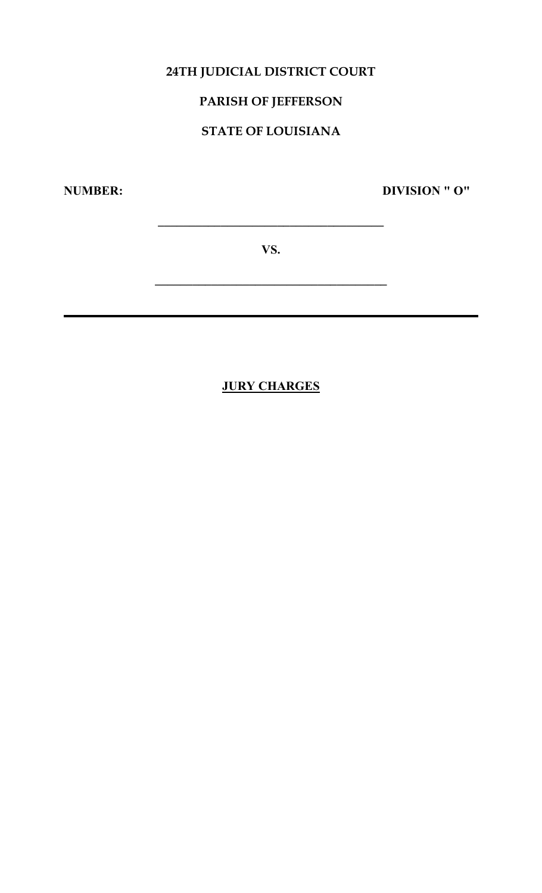**24TH JUDICIAL DISTRICT COURT**

**PARISH OF JEFFERSON**

**STATE OF LOUISIANA**

**NUMBER:** **DIVISION " O"**

______________________________________

**VS.**

______________________________________

---

**JURY CHARGES**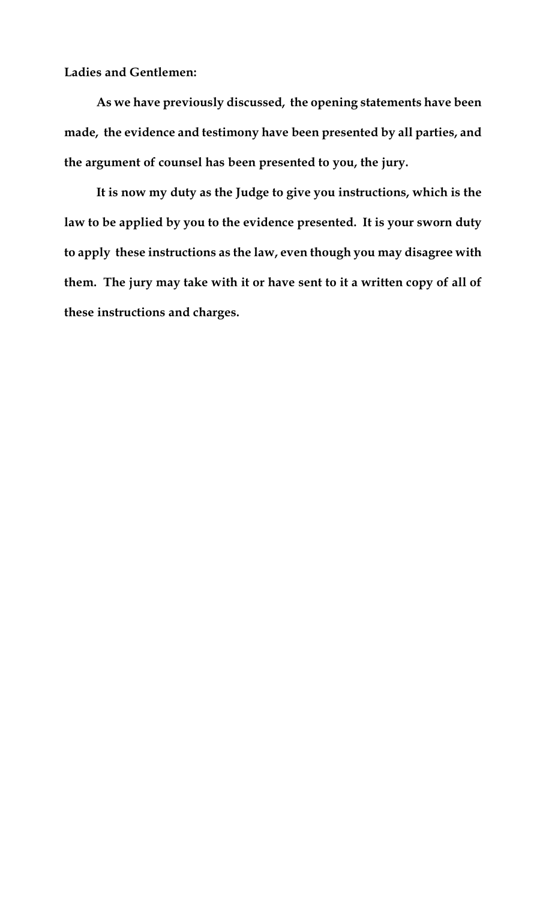**Ladies and Gentlemen:**

**As we have previously discussed, the opening statements have been made, the evidence and testimony have been presented by all parties, and the argument of counsel has been presented to you, the jury.**

**It is now my duty as the Judge to give you instructions, which is the law to be applied by you to the evidence presented. It is your sworn duty to apply these instructions as the law, even though you may disagree with them. The jury may take with it or have sent to it a written copy of all of these instructions and charges.**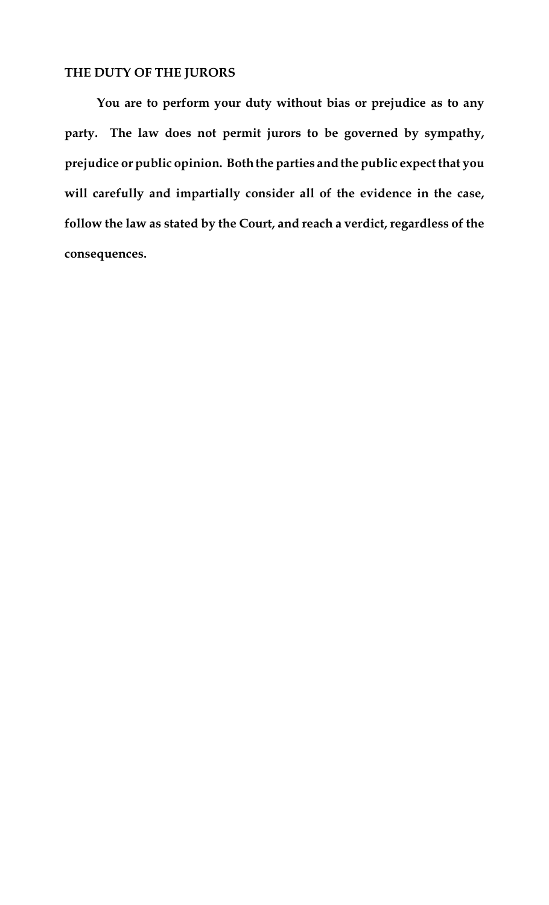## THE DUTY OF THE JURORS

**You are to perform your duty without bias or prejudice as to any party. The law does not permit jurors to be governed by sympathy, prejudice or public opinion. Both the parties and the public expect that you will carefully and impartially consider all of the evidence in the case, follow the law as stated by the Court, and reach a verdict, regardless of the consequences.**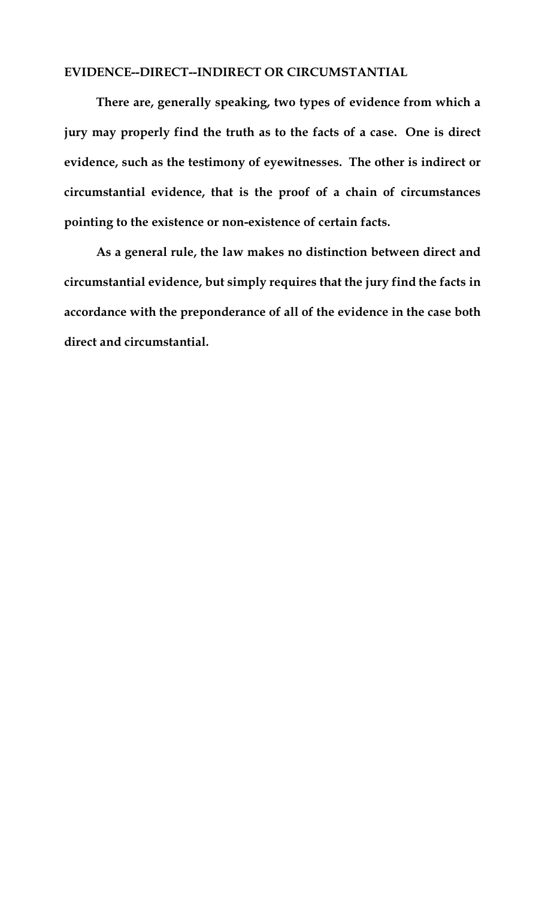**EVIDENCE--DIRECT--INDIRECT OR CIRCUMSTANTIAL**

**There are, generally speaking, two types of evidence from which a jury may properly find the truth as to the facts of a case. One is direct evidence, such as the testimony of eyewitnesses. The other is indirect or circumstantial evidence, that is the proof of a chain of circumstances pointing to the existence or non-existence of certain facts.**

**As a general rule, the law makes no distinction between direct and circumstantial evidence, but simply requires that the jury find the facts in accordance with the preponderance of all of the evidence in the case both direct and circumstantial.**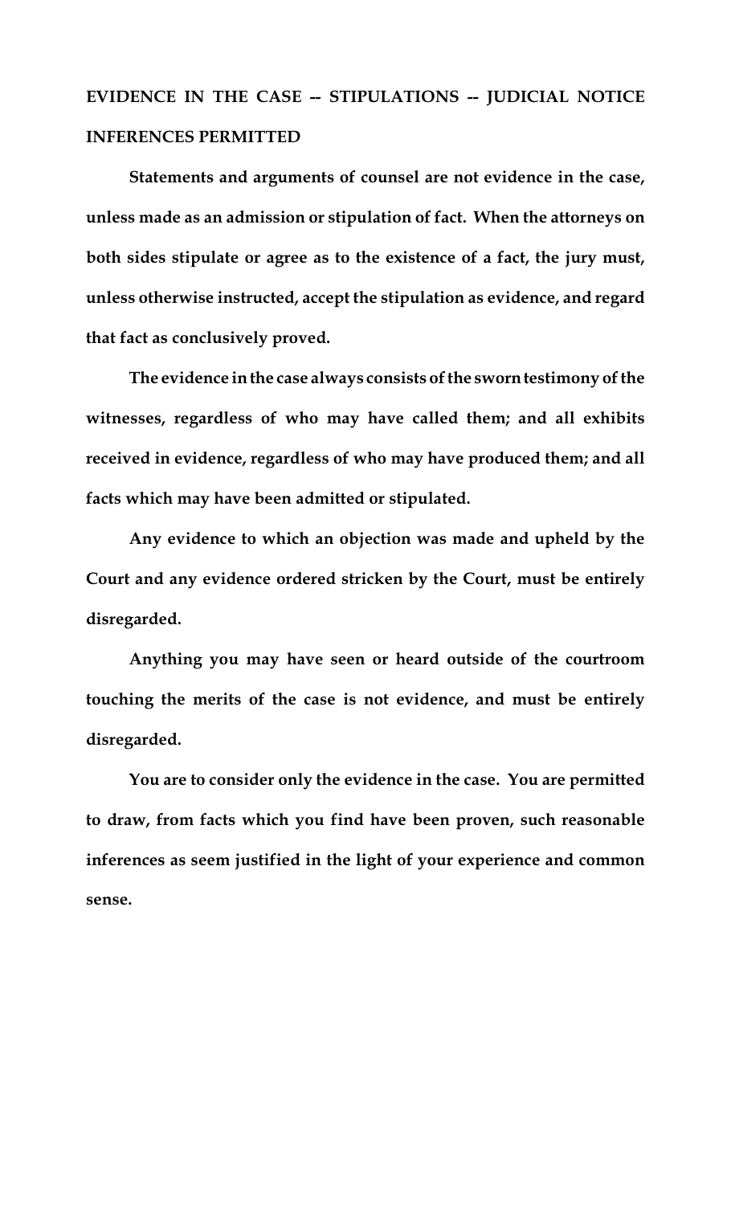## EVIDENCE IN THE CASE -- STIPULATIONS -- JUDICIAL NOTICE INFERENCES PERMITTED

**Statements and arguments of counsel are not evidence in the case, unless made as an admission or stipulation of fact. When the attorneys on both sides stipulate or agree as to the existence of a fact, the jury must, unless otherwise instructed, accept the stipulation as evidence, and regard that fact as conclusively proved.**

**The evidence in the case always consists of the sworn testimony of the witnesses, regardless of who may have called them; and all exhibits received in evidence, regardless of who may have produced them; and all facts which may have been admitted or stipulated.**

**Any evidence to which an objection was made and upheld by the Court and any evidence ordered stricken by the Court, must be entirely disregarded.**

**Anything you may have seen or heard outside of the courtroom touching the merits of the case is not evidence, and must be entirely disregarded.**

**You are to consider only the evidence in the case. You are permitted to draw, from facts which you find have been proven, such reasonable inferences as seem justified in the light of your experience and common sense.**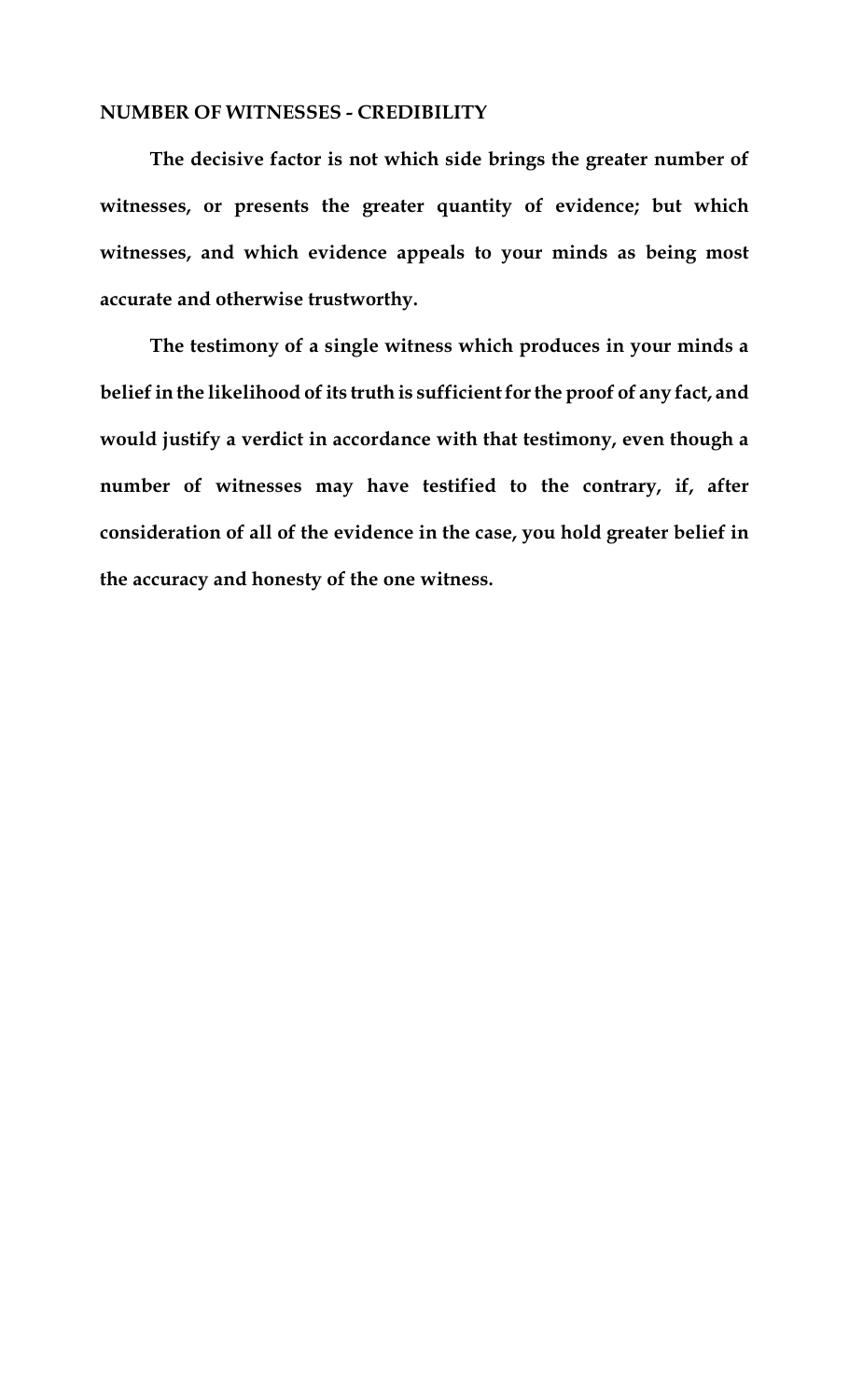**NUMBER OF WITNESSES - CREDIBILITY**

**The decisive factor is not which side brings the greater number of witnesses, or presents the greater quantity of evidence; but which witnesses, and which evidence appeals to your minds as being most accurate and otherwise trustworthy.**

**The testimony of a single witness which produces in your minds a belief in the likelihood of its truth is sufficient for the proof of any fact, and would justify a verdict in accordance with that testimony, even though a number of witnesses may have testified to the contrary, if, after consideration of all of the evidence in the case, you hold greater belief in the accuracy and honesty of the one witness.**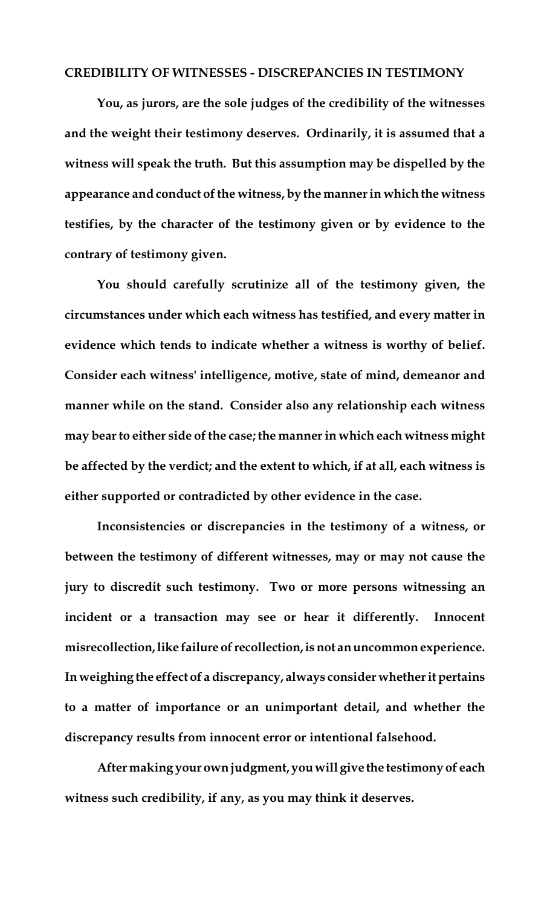## CREDIBILITY OF WITNESSES - DISCREPANCIES IN TESTIMONY

**You, as jurors, are the sole judges of the credibility of the witnesses and the weight their testimony deserves. Ordinarily, it is assumed that a witness will speak the truth. But this assumption may be dispelled by the appearance and conduct of the witness, by the manner in which the witness testifies, by the character of the testimony given or by evidence to the contrary of testimony given.**

**You should carefully scrutinize all of the testimony given, the circumstances under which each witness has testified, and every matter in evidence which tends to indicate whether a witness is worthy of belief. Consider each witness' intelligence, motive, state of mind, demeanor and manner while on the stand. Consider also any relationship each witness may bear to either side of the case; the manner in which each witness might be affected by the verdict; and the extent to which, if at all, each witness is either supported or contradicted by other evidence in the case.**

**Inconsistencies or discrepancies in the testimony of a witness, or between the testimony of different witnesses, may or may not cause the jury to discredit such testimony. Two or more persons witnessing an incident or a transaction may see or hear it differently. Innocent misrecollection, like failure of recollection, is not an uncommon experience. In weighing the effect of a discrepancy, always consider whether it pertains to a matter of importance or an unimportant detail, and whether the discrepancy results from innocent error or intentional falsehood.**

**After making your own judgment, you will give the testimony of each witness such credibility, if any, as you may think it deserves.**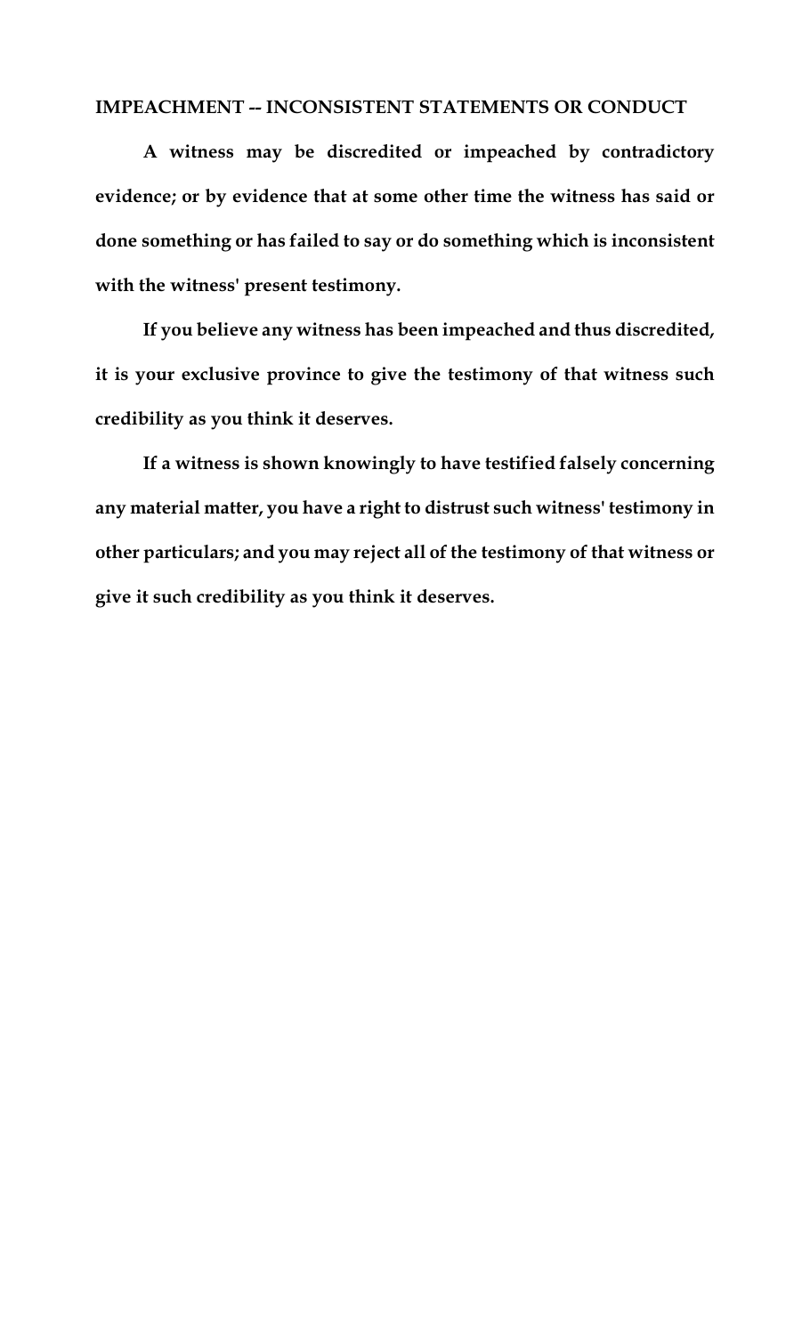## IMPEACHMENT -- INCONSISTENT STATEMENTS OR CONDUCT

**A witness may be discredited or impeached by contradictory evidence; or by evidence that at some other time the witness has said or done something or has failed to say or do something which is inconsistent with the witness' present testimony.**

**If you believe any witness has been impeached and thus discredited, it is your exclusive province to give the testimony of that witness such credibility as you think it deserves.**

**If a witness is shown knowingly to have testified falsely concerning any material matter, you have a right to distrust such witness' testimony in other particulars; and you may reject all of the testimony of that witness or give it such credibility as you think it deserves.**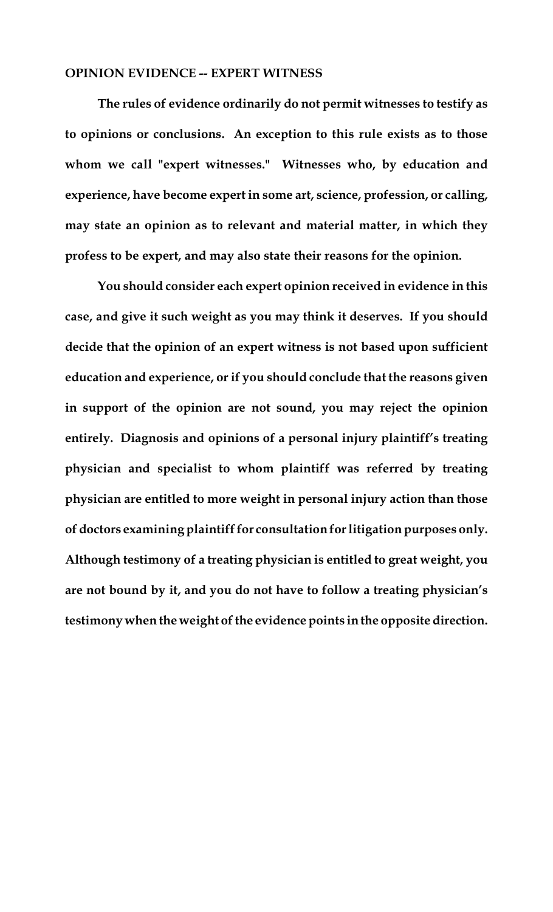**OPINION EVIDENCE -- EXPERT WITNESS**

**The rules of evidence ordinarily do not permit witnesses to testify as to opinions or conclusions. An exception to this rule exists as to those whom we call "expert witnesses." Witnesses who, by education and experience, have become expert in some art, science, profession, or calling, may state an opinion as to relevant and material matter, in which they profess to be expert, and may also state their reasons for the opinion.**

**You should consider each expert opinion received in evidence in this case, and give it such weight as you may think it deserves. If you should decide that the opinion of an expert witness is not based upon sufficient education and experience, or if you should conclude that the reasons given in support of the opinion are not sound, you may reject the opinion entirely. Diagnosis and opinions of a personal injury plaintiff's treating physician and specialist to whom plaintiff was referred by treating physician are entitled to more weight in personal injury action than those of doctors examining plaintiff for consultation for litigation purposes only. Although testimony of a treating physician is entitled to great weight, you are not bound by it, and you do not have to follow a treating physician's testimony when the weight of the evidence points in the opposite direction.**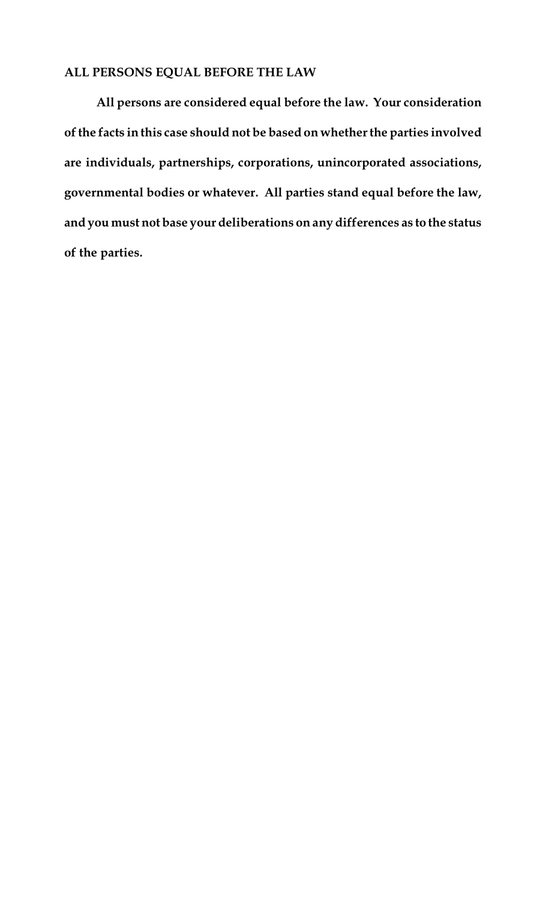**ALL PERSONS EQUAL BEFORE THE LAW**

**All persons are considered equal before the law. Your consideration of the facts in this case should not be based on whether the parties involved are individuals, partnerships, corporations, unincorporated associations, governmental bodies or whatever. All parties stand equal before the law, and you must not base your deliberations on any differences as to the status of the parties.**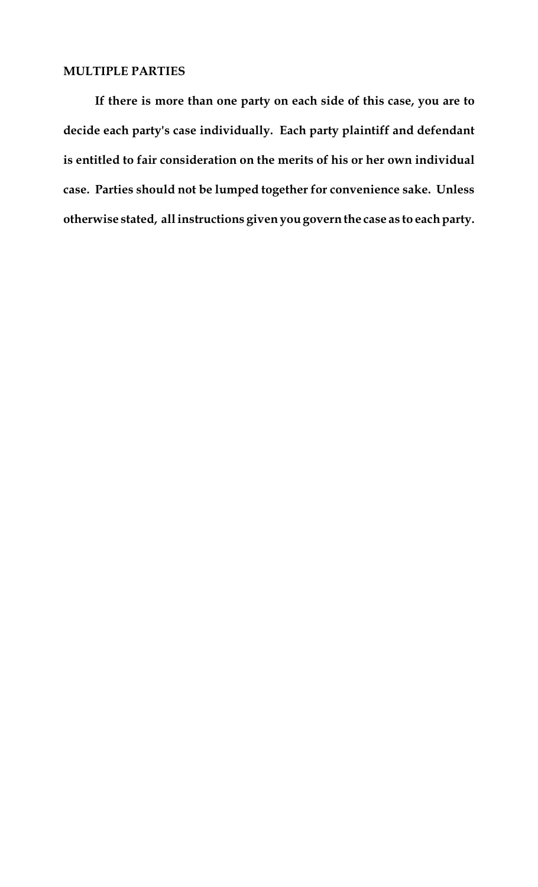## MULTIPLE PARTIES

**If there is more than one party on each side of this case, you are to decide each party's case individually. Each party plaintiff and defendant is entitled to fair consideration on the merits of his or her own individual case. Parties should not be lumped together for convenience sake. Unless otherwise stated, all instructions given you govern the case as to each party.**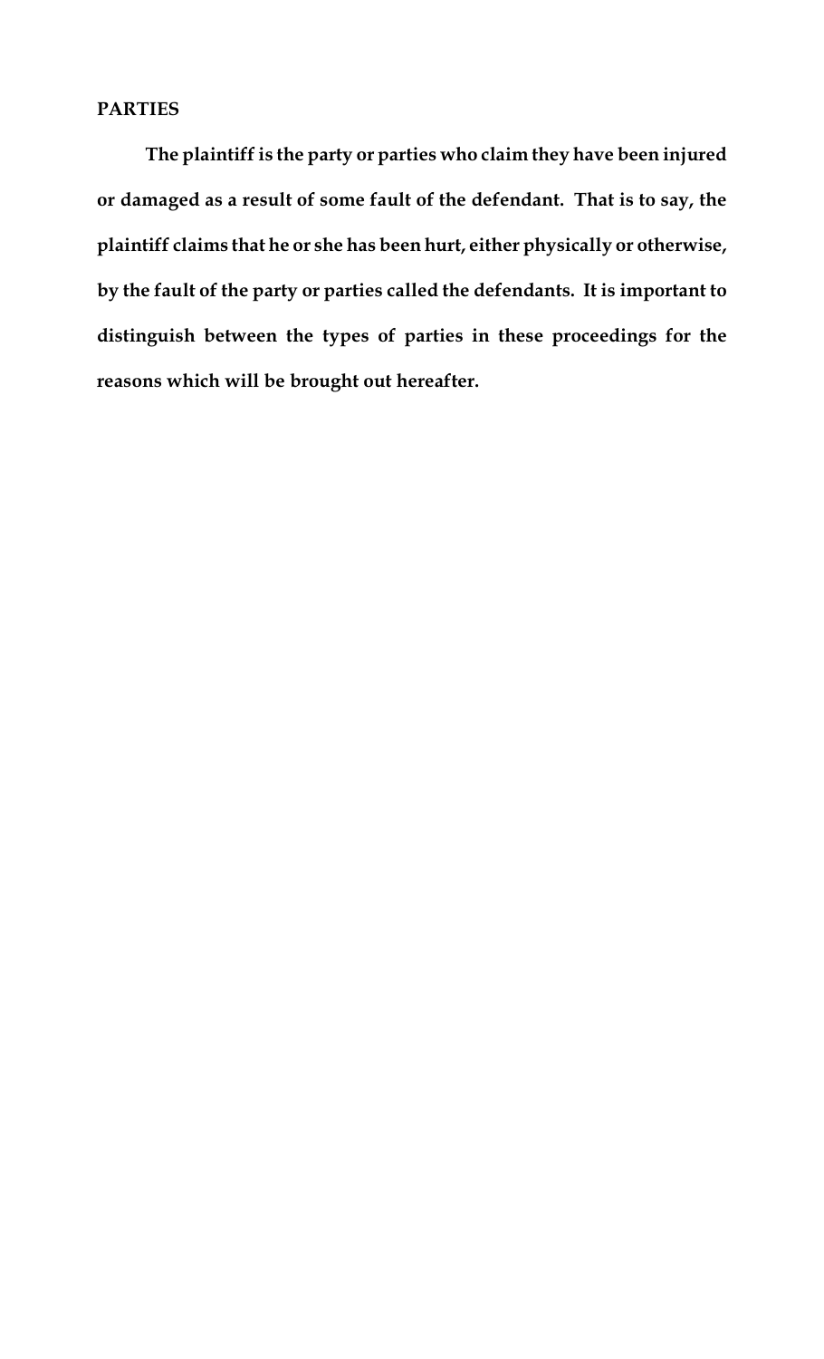**PARTIES**

**The plaintiff is the party or parties who claim they have been injured or damaged as a result of some fault of the defendant. That is to say, the plaintiff claims that he or she has been hurt, either physically or otherwise, by the fault of the party or parties called the defendants. It is important to distinguish between the types of parties in these proceedings for the reasons which will be brought out hereafter.**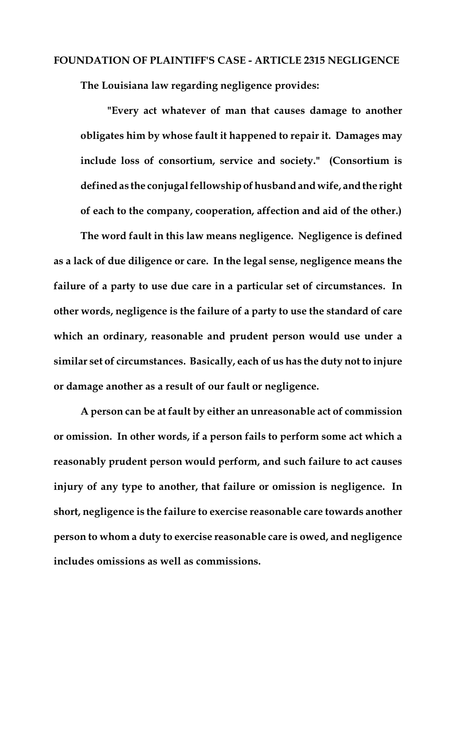# FOUNDATION OF PLAINTIFF'S CASE - ARTICLE 2315 NEGLIGENCE

**The Louisiana law regarding negligence provides:**

> **"Every act whatever of man that causes damage to another obligates him by whose fault it happened to repair it. Damages may include loss of consortium, service and society." (Consortium is defined as the conjugal fellowship of husband and wife, and the right of each to the company, cooperation, affection and aid of the other.)**

**The word fault in this law means negligence. Negligence is defined as a lack of due diligence or care. In the legal sense, negligence means the failure of a party to use due care in a particular set of circumstances. In other words, negligence is the failure of a party to use the standard of care which an ordinary, reasonable and prudent person would use under a similar set of circumstances. Basically, each of us has the duty not to injure or damage another as a result of our fault or negligence.**

**A person can be at fault by either an unreasonable act of commission or omission. In other words, if a person fails to perform some act which a reasonably prudent person would perform, and such failure to act causes injury of any type to another, that failure or omission is negligence. In short, negligence is the failure to exercise reasonable care towards another person to whom a duty to exercise reasonable care is owed, and negligence includes omissions as well as commissions.**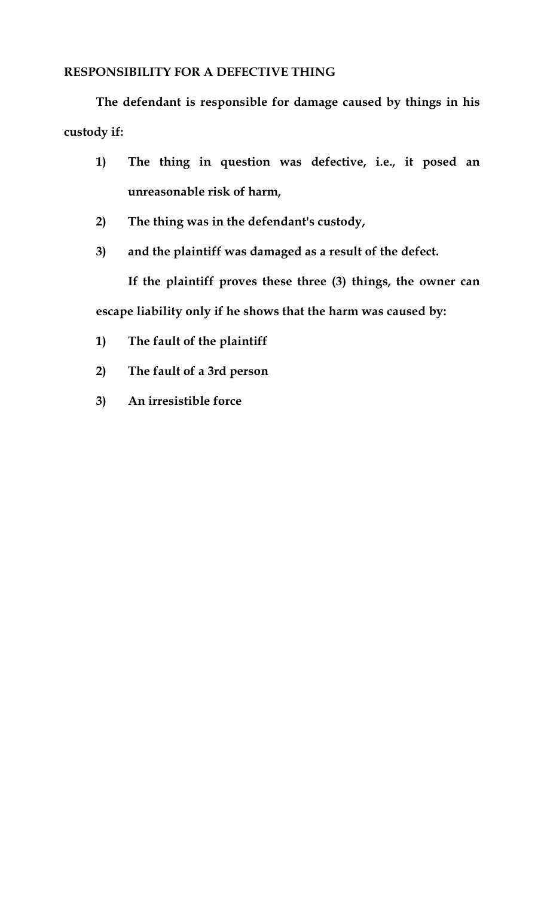**RESPONSIBILITY FOR A DEFECTIVE THING**

**The defendant is responsible for damage caused by things in his custody if:**

1) **The thing in question was defective, i.e., it posed an unreasonable risk of harm,**
2) **The thing was in the defendant's custody,**
3) **and the plaintiff was damaged as a result of the defect.**

**If the plaintiff proves these three (3) things, the owner can escape liability only if he shows that the harm was caused by:**

1) **The fault of the plaintiff**
2) **The fault of a 3rd person**
3) **An irresistible force**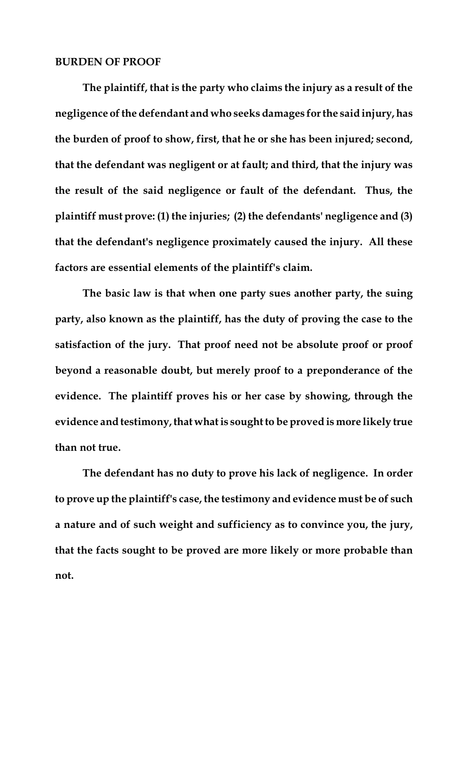**BURDEN OF PROOF**

**The plaintiff, that is the party who claims the injury as a result of the negligence of the defendant and who seeks damages for the said injury, has the burden of proof to show, first, that he or she has been injured; second, that the defendant was negligent or at fault; and third, that the injury was the result of the said negligence or fault of the defendant. Thus, the plaintiff must prove: (1) the injuries; (2) the defendants' negligence and (3) that the defendant's negligence proximately caused the injury. All these factors are essential elements of the plaintiff's claim.**

**The basic law is that when one party sues another party, the suing party, also known as the plaintiff, has the duty of proving the case to the satisfaction of the jury. That proof need not be absolute proof or proof beyond a reasonable doubt, but merely proof to a preponderance of the evidence. The plaintiff proves his or her case by showing, through the evidence and testimony, that what is sought to be proved is more likely true than not true.**

**The defendant has no duty to prove his lack of negligence. In order to prove up the plaintiff's case, the testimony and evidence must be of such a nature and of such weight and sufficiency as to convince you, the jury, that the facts sought to be proved are more likely or more probable than not.**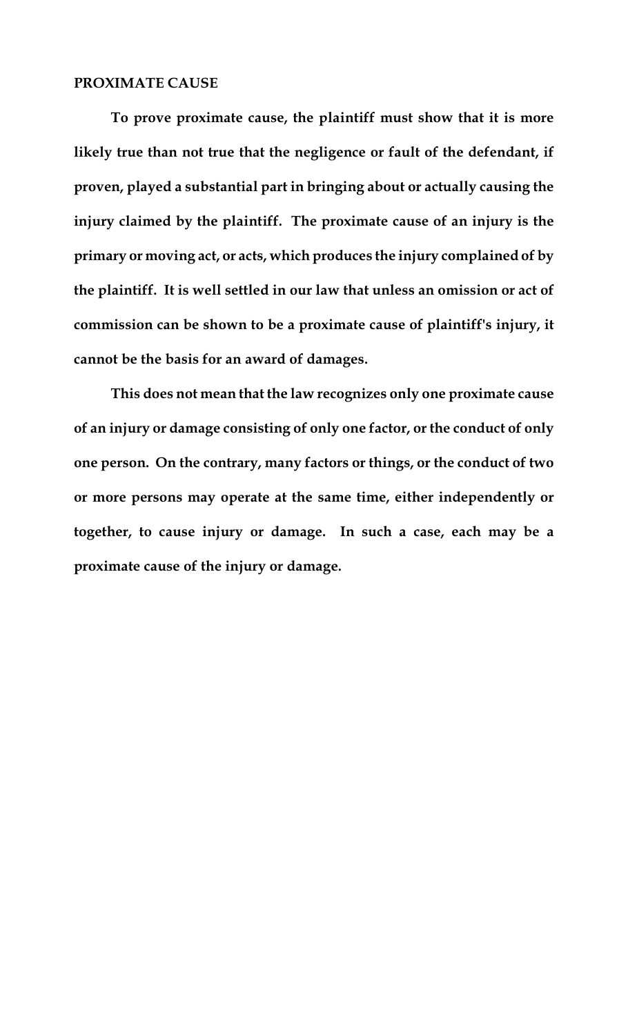**PROXIMATE CAUSE**

**To prove proximate cause, the plaintiff must show that it is more likely true than not true that the negligence or fault of the defendant, if proven, played a substantial part in bringing about or actually causing the injury claimed by the plaintiff. The proximate cause of an injury is the primary or moving act, or acts, which produces the injury complained of by the plaintiff. It is well settled in our law that unless an omission or act of commission can be shown to be a proximate cause of plaintiff's injury, it cannot be the basis for an award of damages.**

**This does not mean that the law recognizes only one proximate cause of an injury or damage consisting of only one factor, or the conduct of only one person. On the contrary, many factors or things, or the conduct of two or more persons may operate at the same time, either independently or together, to cause injury or damage. In such a case, each may be a proximate cause of the injury or damage.**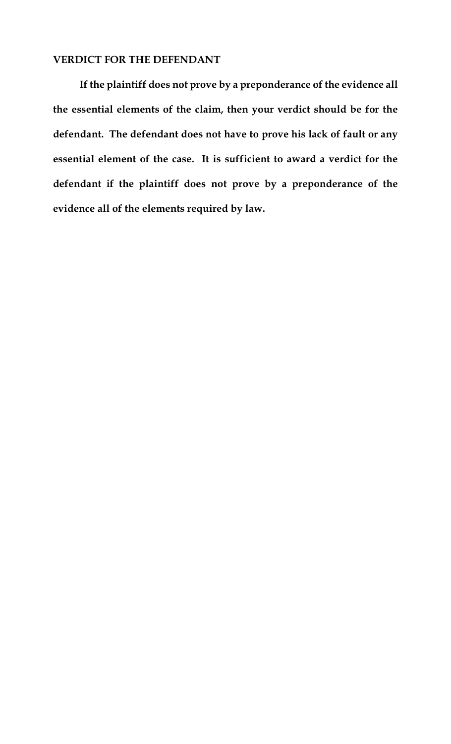## VERDICT FOR THE DEFENDANT

**If the plaintiff does not prove by a preponderance of the evidence all the essential elements of the claim, then your verdict should be for the defendant. The defendant does not have to prove his lack of fault or any essential element of the case. It is sufficient to award a verdict for the defendant if the plaintiff does not prove by a preponderance of the evidence all of the elements required by law.**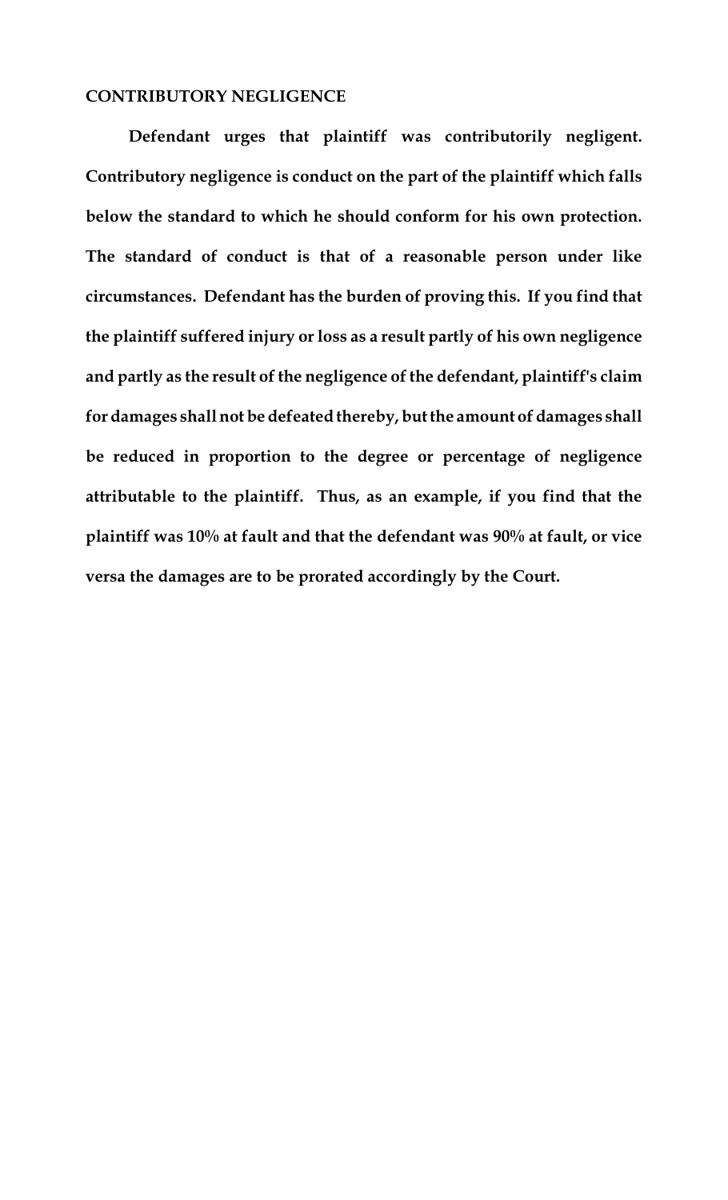**CONTRIBUTORY NEGLIGENCE**

**Defendant urges that plaintiff was contributorily negligent. Contributory negligence is conduct on the part of the plaintiff which falls below the standard to which he should conform for his own protection. The standard of conduct is that of a reasonable person under like circumstances. Defendant has the burden of proving this. If you find that the plaintiff suffered injury or loss as a result partly of his own negligence and partly as the result of the negligence of the defendant, plaintiff's claim for damages shall not be defeated thereby, but the amount of damages shall be reduced in proportion to the degree or percentage of negligence attributable to the plaintiff. Thus, as an example, if you find that the plaintiff was 10% at fault and that the defendant was 90% at fault, or vice versa the damages are to be prorated accordingly by the Court.**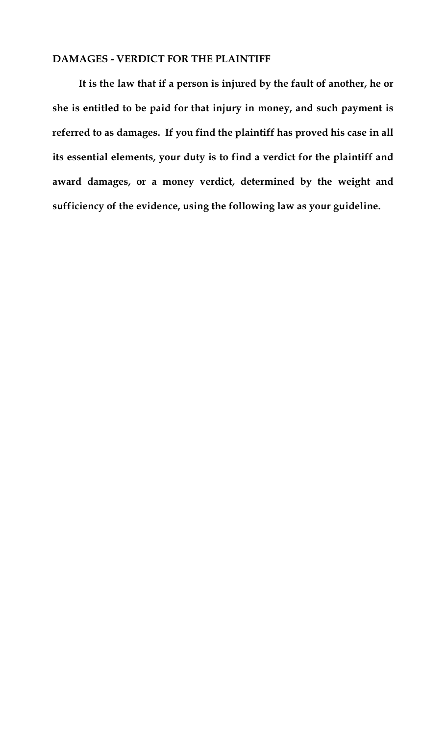**DAMAGES - VERDICT FOR THE PLAINTIFF**

**It is the law that if a person is injured by the fault of another, he or she is entitled to be paid for that injury in money, and such payment is referred to as damages. If you find the plaintiff has proved his case in all its essential elements, your duty is to find a verdict for the plaintiff and award damages, or a money verdict, determined by the weight and sufficiency of the evidence, using the following law as your guideline.**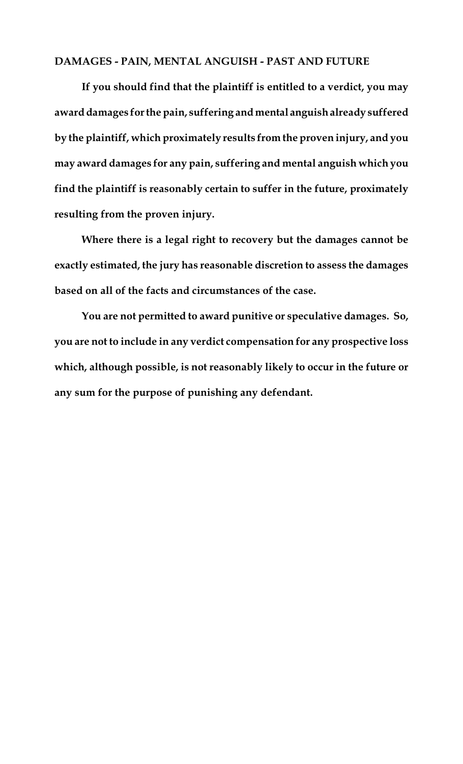**DAMAGES - PAIN, MENTAL ANGUISH - PAST AND FUTURE**

**If you should find that the plaintiff is entitled to a verdict, you may award damages for the pain, suffering and mental anguish already suffered by the plaintiff, which proximately results from the proven injury, and you may award damages for any pain, suffering and mental anguish which you find the plaintiff is reasonably certain to suffer in the future, proximately resulting from the proven injury.**

**Where there is a legal right to recovery but the damages cannot be exactly estimated, the jury has reasonable discretion to assess the damages based on all of the facts and circumstances of the case.**

**You are not permitted to award punitive or speculative damages. So, you are not to include in any verdict compensation for any prospective loss which, although possible, is not reasonably likely to occur in the future or any sum for the purpose of punishing any defendant.**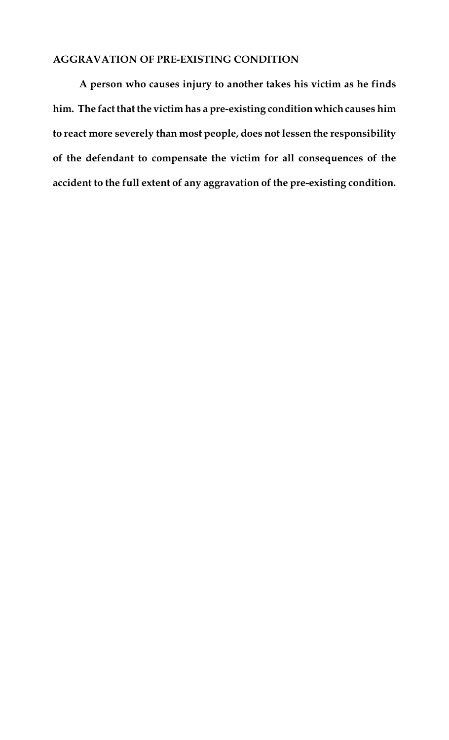**AGGRAVATION OF PRE-EXISTING CONDITION**

**A person who causes injury to another takes his victim as he finds him. The fact that the victim has a pre-existing condition which causes him to react more severely than most people, does not lessen the responsibility of the defendant to compensate the victim for all consequences of the accident to the full extent of any aggravation of the pre-existing condition.**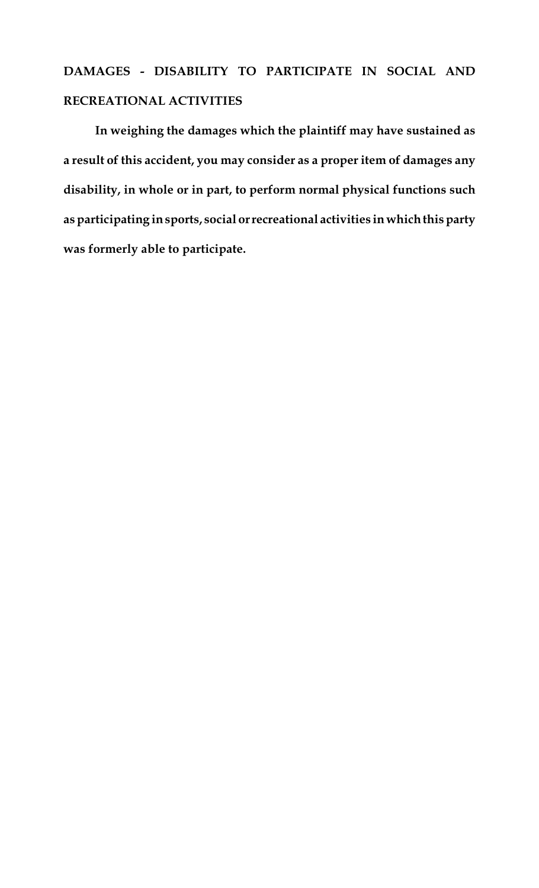## DAMAGES - DISABILITY TO PARTICIPATE IN SOCIAL AND RECREATIONAL ACTIVITIES

**In weighing the damages which the plaintiff may have sustained as a result of this accident, you may consider as a proper item of damages any disability, in whole or in part, to perform normal physical functions such as participating in sports, social or recreational activities in which this party was formerly able to participate.**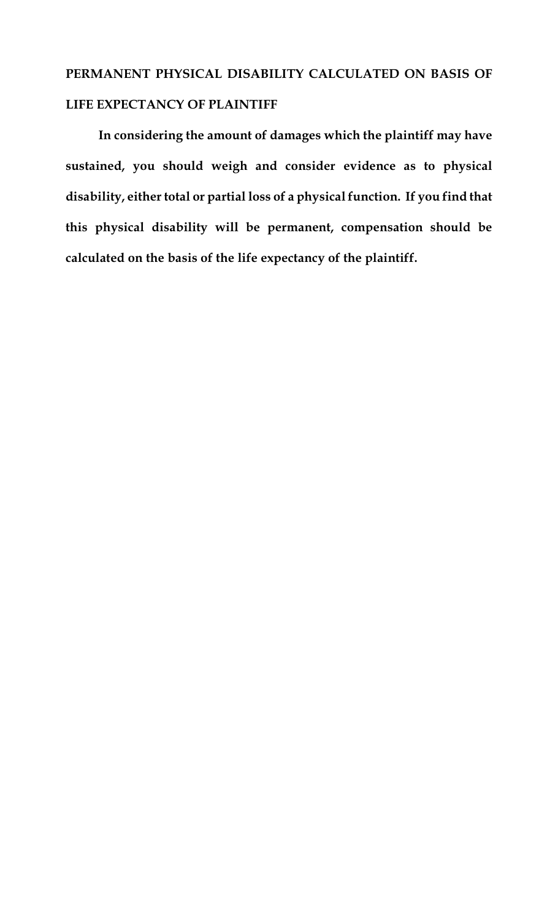## PERMANENT PHYSICAL DISABILITY CALCULATED ON BASIS OF LIFE EXPECTANCY OF PLAINTIFF

**In considering the amount of damages which the plaintiff may have sustained, you should weigh and consider evidence as to physical disability, either total or partial loss of a physical function. If you find that this physical disability will be permanent, compensation should be calculated on the basis of the life expectancy of the plaintiff.**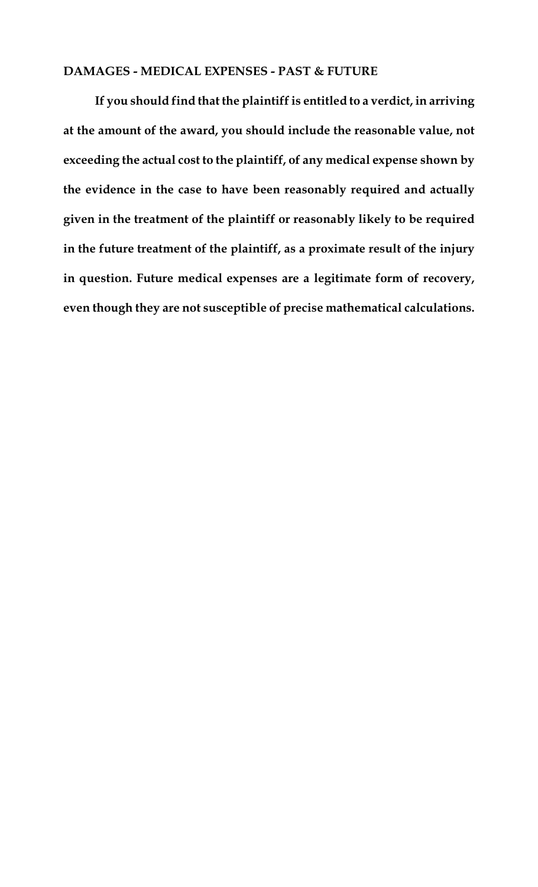**DAMAGES - MEDICAL EXPENSES - PAST & FUTURE**

**If you should find that the plaintiff is entitled to a verdict, in arriving at the amount of the award, you should include the reasonable value, not exceeding the actual cost to the plaintiff, of any medical expense shown by the evidence in the case to have been reasonably required and actually given in the treatment of the plaintiff or reasonably likely to be required in the future treatment of the plaintiff, as a proximate result of the injury in question. Future medical expenses are a legitimate form of recovery, even though they are not susceptible of precise mathematical calculations.**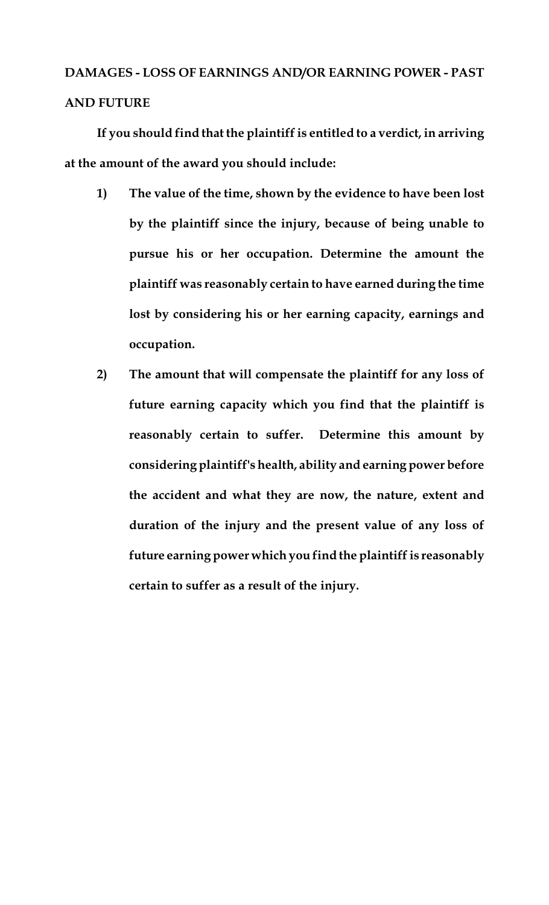**DAMAGES - LOSS OF EARNINGS AND/OR EARNING POWER - PAST AND FUTURE**

**If you should find that the plaintiff is entitled to a verdict, in arriving at the amount of the award you should include:**

1) **The value of the time, shown by the evidence to have been lost by the plaintiff since the injury, because of being unable to pursue his or her occupation. Determine the amount the plaintiff was reasonably certain to have earned during the time lost by considering his or her earning capacity, earnings and occupation.**

2) **The amount that will compensate the plaintiff for any loss of future earning capacity which you find that the plaintiff is reasonably certain to suffer. Determine this amount by considering plaintiff's health, ability and earning power before the accident and what they are now, the nature, extent and duration of the injury and the present value of any loss of future earning power which you find the plaintiff is reasonably certain to suffer as a result of the injury.**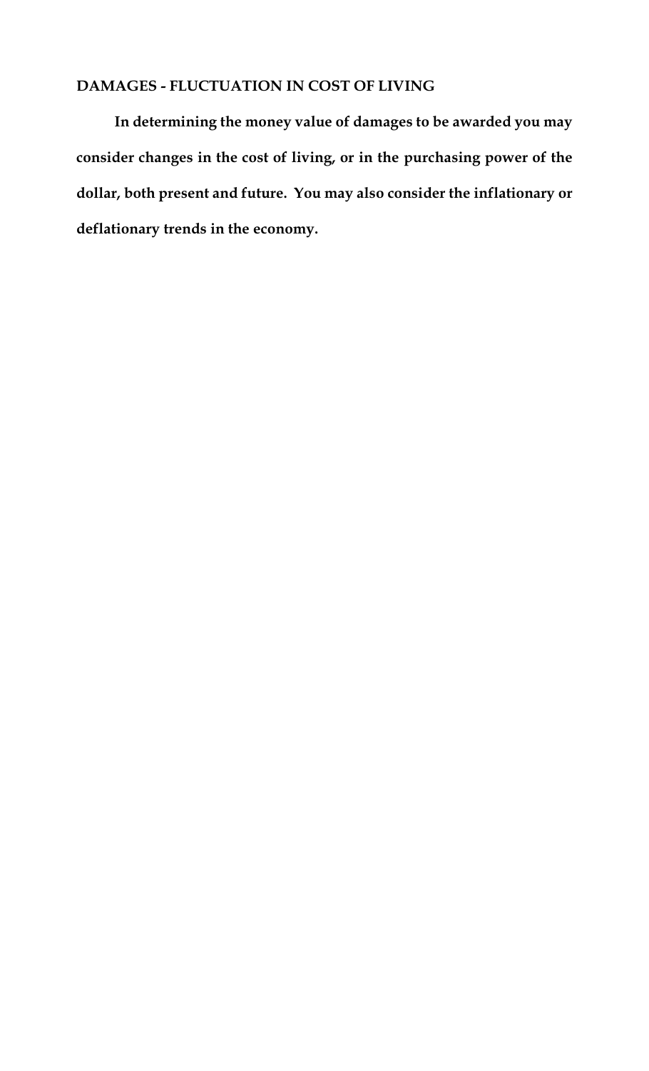## DAMAGES - FLUCTUATION IN COST OF LIVING

**In determining the money value of damages to be awarded you may consider changes in the cost of living, or in the purchasing power of the dollar, both present and future. You may also consider the inflationary or deflationary trends in the economy.**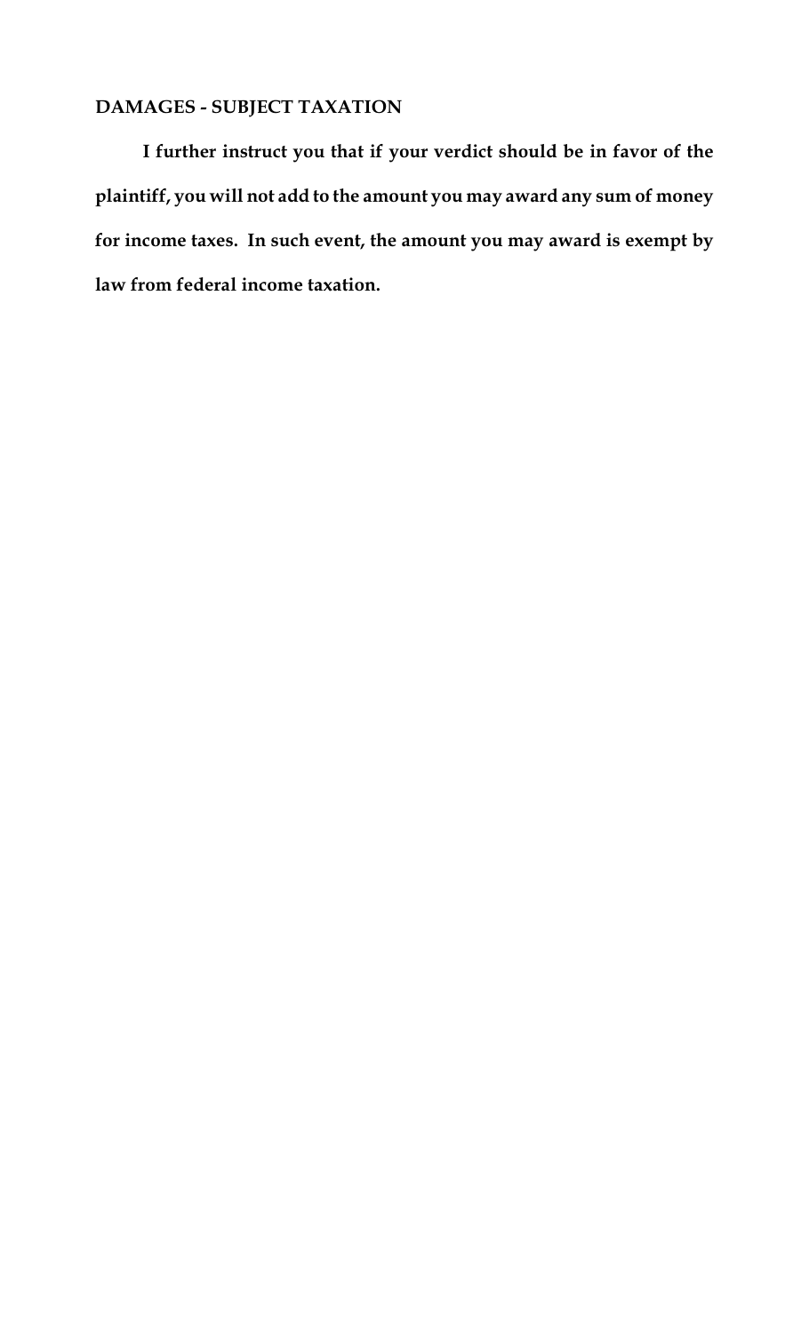**DAMAGES - SUBJECT TAXATION**

**I further instruct you that if your verdict should be in favor of the plaintiff, you will not add to the amount you may award any sum of money for income taxes. In such event, the amount you may award is exempt by law from federal income taxation.**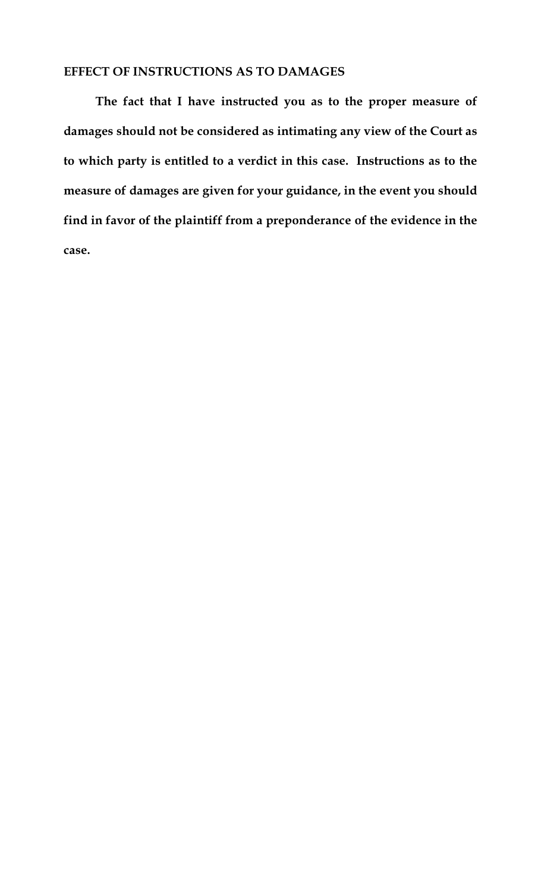## EFFECT OF INSTRUCTIONS AS TO DAMAGES

**The fact that I have instructed you as to the proper measure of damages should not be considered as intimating any view of the Court as to which party is entitled to a verdict in this case. Instructions as to the measure of damages are given for your guidance, in the event you should find in favor of the plaintiff from a preponderance of the evidence in the case.**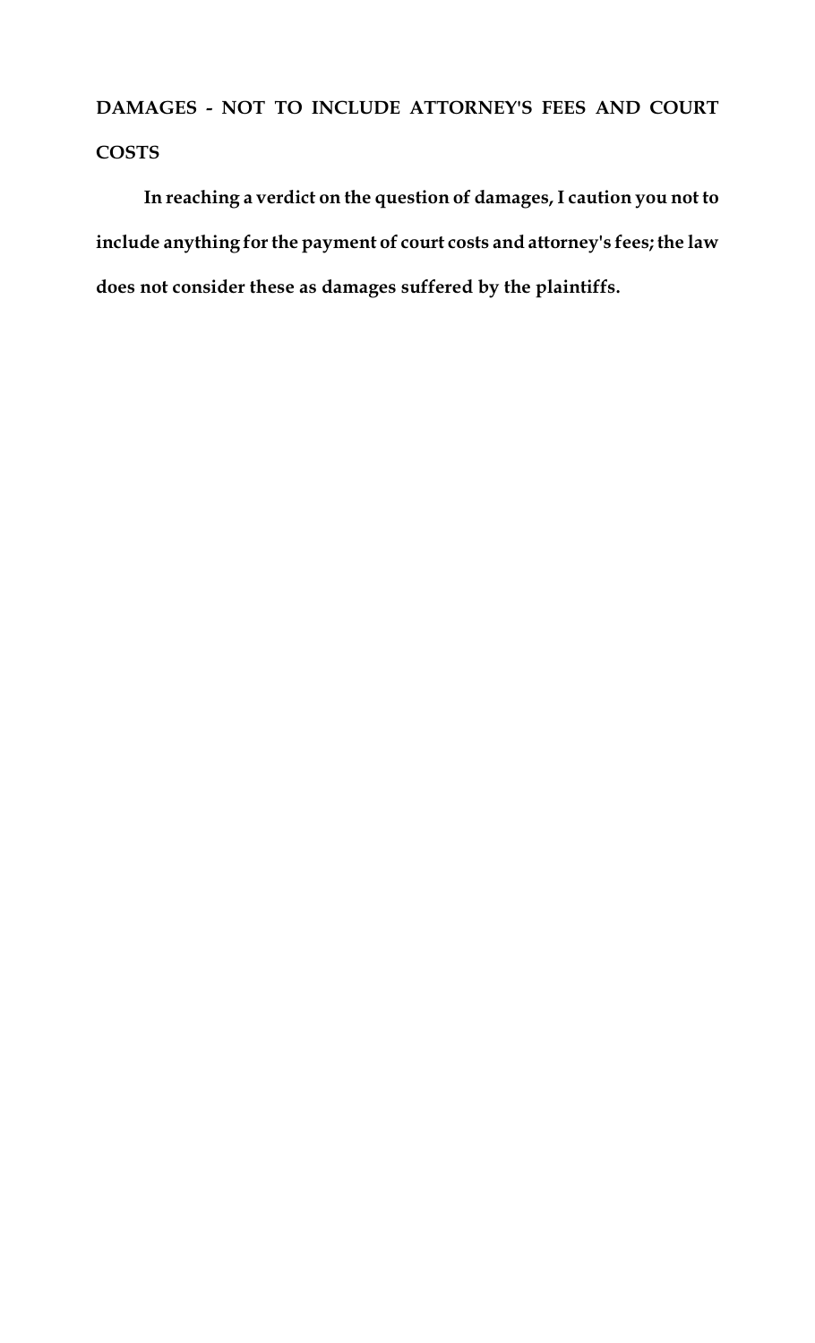## DAMAGES - NOT TO INCLUDE ATTORNEY'S FEES AND COURT COSTS

**In reaching a verdict on the question of damages, I caution you not to include anything for the payment of court costs and attorney's fees; the law does not consider these as damages suffered by the plaintiffs.**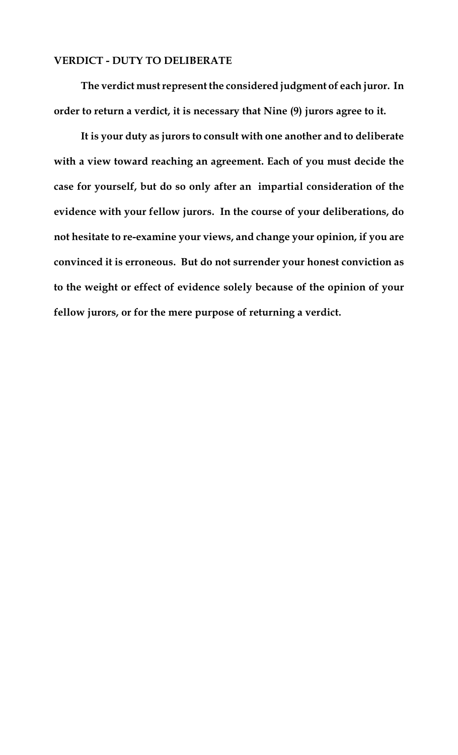**VERDICT - DUTY TO DELIBERATE**

**The verdict must represent the considered judgment of each juror. In order to return a verdict, it is necessary that Nine (9) jurors agree to it.**

**It is your duty as jurors to consult with one another and to deliberate with a view toward reaching an agreement. Each of you must decide the case for yourself, but do so only after an impartial consideration of the evidence with your fellow jurors. In the course of your deliberations, do not hesitate to re-examine your views, and change your opinion, if you are convinced it is erroneous. But do not surrender your honest conviction as to the weight or effect of evidence solely because of the opinion of your fellow jurors, or for the mere purpose of returning a verdict.**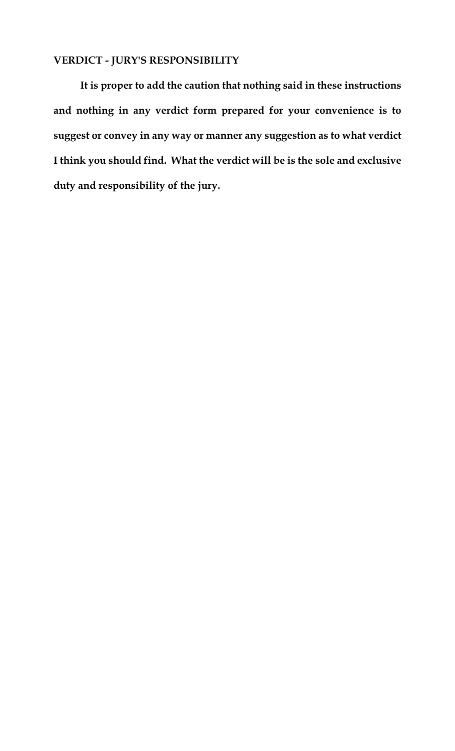**VERDICT - JURY'S RESPONSIBILITY**

**It is proper to add the caution that nothing said in these instructions and nothing in any verdict form prepared for your convenience is to suggest or convey in any way or manner any suggestion as to what verdict I think you should find. What the verdict will be is the sole and exclusive duty and responsibility of the jury.**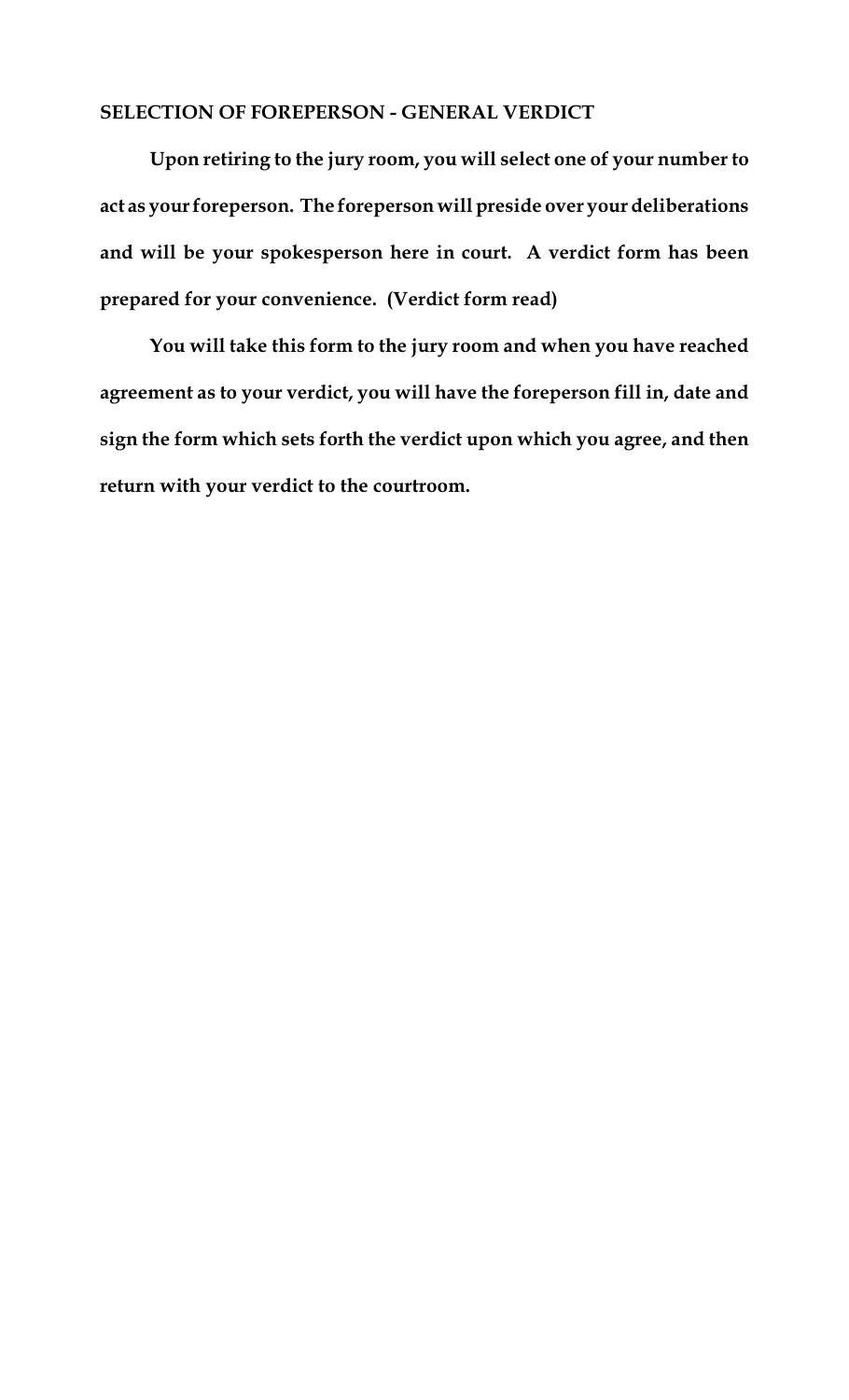**SELECTION OF FOREPERSON - GENERAL VERDICT**

**Upon retiring to the jury room, you will select one of your number to act as your foreperson. The foreperson will preside over your deliberations and will be your spokesperson here in court. A verdict form has been prepared for your convenience. (Verdict form read)**

**You will take this form to the jury room and when you have reached agreement as to your verdict, you will have the foreperson fill in, date and sign the form which sets forth the verdict upon which you agree, and then return with your verdict to the courtroom.**